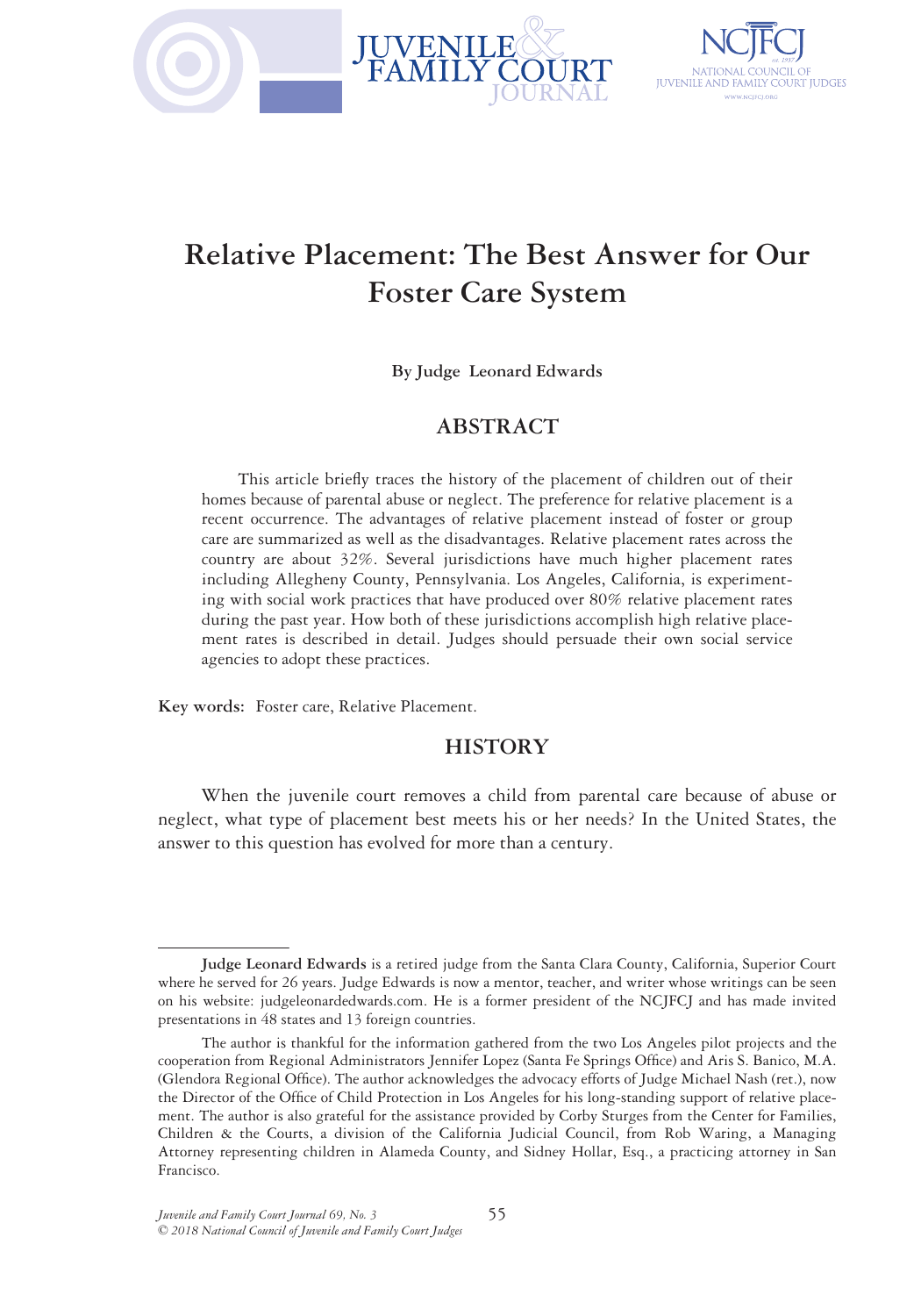# Relative Placement: The Best Answer for Our Foster Care System

**By Judge Leonard Edwards**

## ABSTRACT

This article briefly traces the history of the placement of children out of their homes because of parental abuse or neglect. The preference for relative placement is a recent occurrence. The advantages of relative placement instead of foster or group care are summarized as well as the disadvantages. Relative placement rates across the country are about 32%. Several jurisdictions have much higher placement rates including Allegheny County, Pennsylvania. Los Angeles, California, is experimenting with social work practices that have produced over 80% relative placement rates during the past year. How both of these jurisdictions accomplish high relative placement rates is described in detail. Judges should persuade their own social service agencies to adopt these practices.

**Key words:** Foster care, Relative Placement.

## HISTORY

When the juvenile court removes a child from parental care because of abuse or neglect, what type of placement best meets his or her needs? In the United States, the answer to this question has evolved for more than a century.

---

**Judge Leonard Edwards** is a retired judge from the Santa Clara County, California, Superior Court where he served for 26 years. Judge Edwards is now a mentor, teacher, and writer whose writings can be seen on his website: judgeleonardedwards.com. He is a former president of the NCJFCJ and has made invited presentations in 48 states and 13 foreign countries.

The author is thankful for the information gathered from the two Los Angeles pilot projects and the cooperation from Regional Administrators Jennifer Lopez (Santa Fe Springs Office) and Aris S. Banico, M.A. (Glendora Regional Office). The author acknowledges the advocacy efforts of Judge Michael Nash (ret.), now the Director of the Office of Child Protection in Los Angeles for his long-standing support of relative placement. The author is also grateful for the assistance provided by Corby Sturges from the Center for Families, Children & the Courts, a division of the California Judicial Council, from Rob Waring, a Managing Attorney representing children in Alameda County, and Sidney Hollar, Esq., a practicing attorney in San Francisco.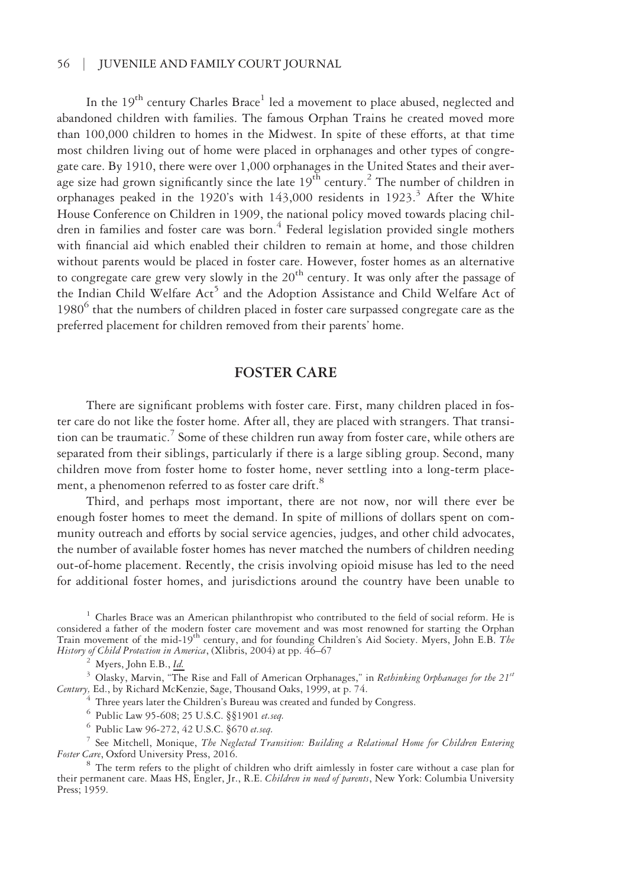In the 19th century Charles Brace[1] led a movement to place abused, neglected and abandoned children with families. The famous Orphan Trains he created moved more than 100,000 children to homes in the Midwest. In spite of these efforts, at that time most children living out of home were placed in orphanages and other types of congregate care. By 1910, there were over 1,000 orphanages in the United States and their average size had grown significantly since the late 19th century.[2] The number of children in orphanages peaked in the 1920's with 143,000 residents in 1923.[3] After the White House Conference on Children in 1909, the national policy moved towards placing children in families and foster care was born.[4] Federal legislation provided single mothers with financial aid which enabled their children to remain at home, and those children without parents would be placed in foster care. However, foster homes as an alternative to congregate care grew very slowly in the 20th century. It was only after the passage of the Indian Child Welfare Act[5] and the Adoption Assistance and Child Welfare Act of 1980[6] that the numbers of children placed in foster care surpassed congregate care as the preferred placement for children removed from their parents' home.

## FOSTER CARE

There are significant problems with foster care. First, many children placed in foster care do not like the foster home. After all, they are placed with strangers. That transition can be traumatic.[7] Some of these children run away from foster care, while others are separated from their siblings, particularly if there is a large sibling group. Second, many children move from foster home to foster home, never settling into a long-term placement, a phenomenon referred to as foster care drift.[8]

Third, and perhaps most important, there are not now, nor will there ever be enough foster homes to meet the demand. In spite of millions of dollars spent on community outreach and efforts by social service agencies, judges, and other child advocates, the number of available foster homes has never matched the numbers of children needing out-of-home placement. Recently, the crisis involving opioid misuse has led to the need for additional foster homes, and jurisdictions around the country have been unable to

---

[1] Charles Brace was an American philanthropist who contributed to the field of social reform. He is considered a father of the modern foster care movement and was most renowned for starting the Orphan Train movement of the mid-19th century, and for founding Children's Aid Society. Myers, John E.B. *The History of Child Protection in America*, (Xlibris, 2004) at pp. 46–67

[2] Myers, John E.B., *Id.*

[3] Olasky, Marvin, "The Rise and Fall of American Orphanages," in *Rethinking Orphanages for the 21st Century,* Ed., by Richard McKenzie, Sage, Thousand Oaks, 1999, at p. 74.

[4] Three years later the Children's Bureau was created and funded by Congress.

[5] Public Law 95-608; 25 U.S.C. §§1901 *et.seq.*

[6] Public Law 96-272, 42 U.S.C. §670 *et.seq.*

[7] See Mitchell, Monique, *The Neglected Transition: Building a Relational Home for Children Entering Foster Care*, Oxford University Press, 2016.

[8] The term refers to the plight of children who drift aimlessly in foster care without a case plan for their permanent care. Maas HS, Engler, Jr., R.E. *Children in need of parents*, New York: Columbia University Press; 1959.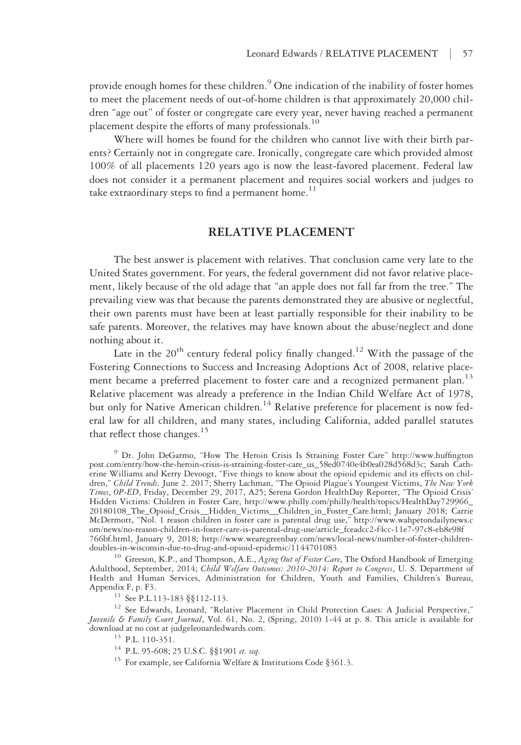provide enough homes for these children.[9] One indication of the inability of foster homes to meet the placement needs of out-of-home children is that approximately 20,000 children "age out" of foster or congregate care every year, never having reached a permanent placement despite the efforts of many professionals.[10]

Where will homes be found for the children who cannot live with their birth parents? Certainly not in congregate care. Ironically, congregate care which provided almost 100% of all placements 120 years ago is now the least-favored placement. Federal law does not consider it a permanent placement and requires social workers and judges to take extraordinary steps to find a permanent home.[11]

## RELATIVE PLACEMENT

The best answer is placement with relatives. That conclusion came very late to the United States government. For years, the federal government did not favor relative placement, likely because of the old adage that "an apple does not fall far from the tree." The prevailing view was that because the parents demonstrated they are abusive or neglectful, their own parents must have been at least partially responsible for their inability to be safe parents. Moreover, the relatives may have known about the abuse/neglect and done nothing about it.

Late in the 20th century federal policy finally changed.[12] With the passage of the Fostering Connections to Success and Increasing Adoptions Act of 2008, relative placement became a preferred placement to foster care and a recognized permanent plan.[13] Relative placement was already a preference in the Indian Child Welfare Act of 1978, but only for Native American children.[14] Relative preference for placement is now federal law for all children, and many states, including California, added parallel statutes that reflect those changes.[15]

---

[9] Dr. John DeGarmo, "How The Heroin Crisis Is Straining Foster Care" http://www.huffingtonpost.com/entry/how-the-heroin-crisis-is-straining-foster-care_us_58ed0740e4b0ea028d568d3c; Sarah Catherine Williams and Kerry Devoogt, "Five things to know about the opioid epidemic and its effects on children," *Child Trends,* June 2. 2017; Sherry Lachman, "The Opioid Plague's Youngest Victims, *The New York Times*, *0P-ED*, Friday, December 29, 2017, A25; Serena Gordon HealthDay Reporter, "The Opioid Crisis' Hidden Victims: Children in Foster Care, http://www.philly.com/philly/health/topics/HealthDay729966_20180108_The_Opioid_Crisis__Hidden_Victims__Children_in_Foster_Care.html; January 2018; Carrie McDermott, "Nol. 1 reason children in foster care is parental drug use," http://www.wahpetondailynews.com/news/no-reason-children-in-foster-care-is-parental-drug-use/article_fceadcc2-f4cc-11e7-97c8-eb8e98f766bf.html, January 9, 2018; http://www.wearegreenbay.com/news/local-news/number-of-foster-children-doubles-in-wisconsin-due-to-drug-and-opioid-epidemic/1144701083

[10] Greeson, K.P., and Thompson, A.E., *Aging Out of Foster Care*, The Oxford Handbook of Emerging Adulthood, September, 2014; *Child Welfare Outcomes: 2010-2014: Report to Congress*, U. S. Department of Health and Human Services, Administration for Children, Youth and Families, Children's Bureau, Appendix F, p. F3.

[11] See P.L.113-183 §§112-113.

[12] See Edwards, Leonard, "Relative Placement in Child Protection Cases: A Judicial Perspective," *Juvenile & Family Court Journal*, Vol. 61, No. 2, (Spring, 2010) 1-44 at p. 8. This article is available for download at no cost at judgeleonardedwards.com.

[13] P.L. 110-351.

[14] P.L. 95-608; 25 U.S.C. §§1901 *et. seq.*

[15] For example, see California Welfare & Institutions Code §361.3.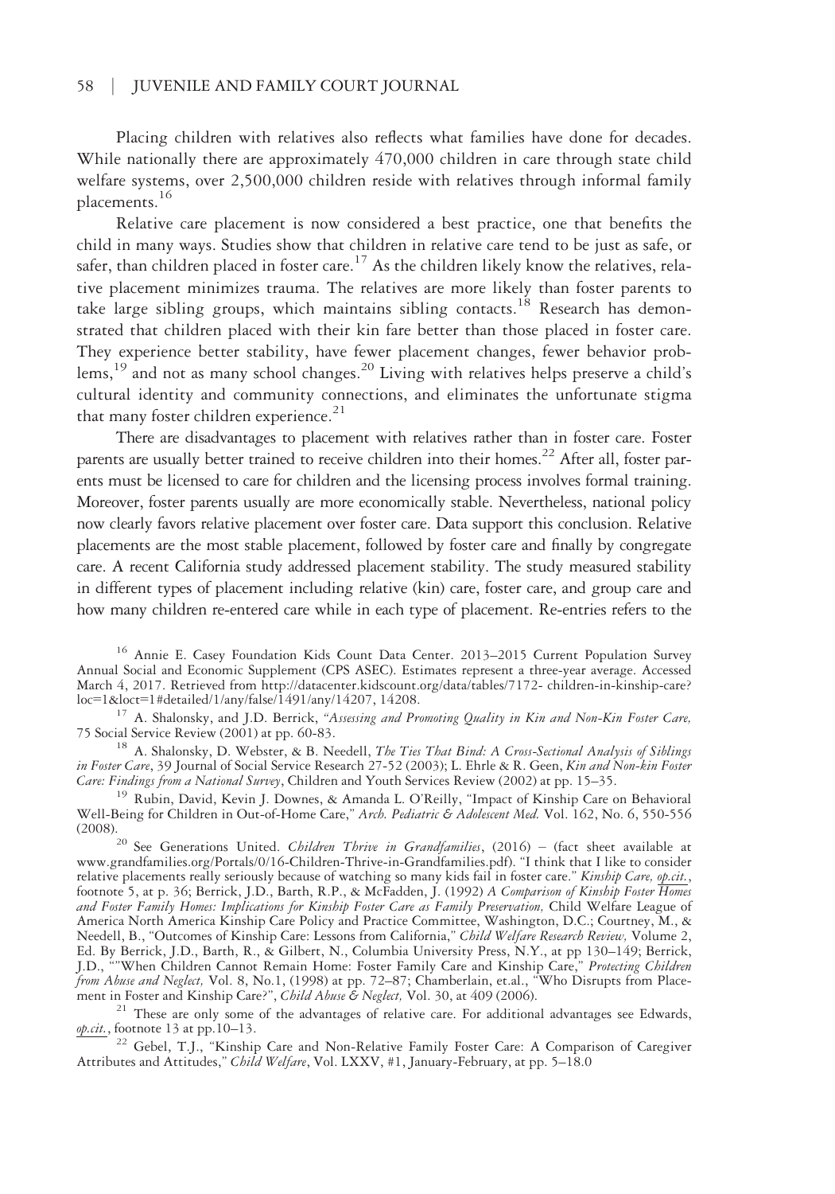Placing children with relatives also reflects what families have done for decades. While nationally there are approximately 470,000 children in care through state child welfare systems, over 2,500,000 children reside with relatives through informal family placements.[16]

Relative care placement is now considered a best practice, one that benefits the child in many ways. Studies show that children in relative care tend to be just as safe, or safer, than children placed in foster care.[17] As the children likely know the relatives, relative placement minimizes trauma. The relatives are more likely than foster parents to take large sibling groups, which maintains sibling contacts.[18] Research has demonstrated that children placed with their kin fare better than those placed in foster care. They experience better stability, have fewer placement changes, fewer behavior problems,[19] and not as many school changes.[20] Living with relatives helps preserve a child's cultural identity and community connections, and eliminates the unfortunate stigma that many foster children experience.[21]

There are disadvantages to placement with relatives rather than in foster care. Foster parents are usually better trained to receive children into their homes.[22] After all, foster parents must be licensed to care for children and the licensing process involves formal training. Moreover, foster parents usually are more economically stable. Nevertheless, national policy now clearly favors relative placement over foster care. Data support this conclusion. Relative placements are the most stable placement, followed by foster care and finally by congregate care. A recent California study addressed placement stability. The study measured stability in different types of placement including relative (kin) care, foster care, and group care and how many children re-entered care while in each type of placement. Re-entries refers to the

[16] Annie E. Casey Foundation Kids Count Data Center. 2013–2015 Current Population Survey Annual Social and Economic Supplement (CPS ASEC). Estimates represent a three-year average. Accessed March 4, 2017. Retrieved from http://datacenter.kidscount.org/data/tables/7172- children-in-kinship-care?loc=1&loct=1#detailed/1/any/false/1491/any/14207, 14208.

[17] A. Shalonsky, and J.D. Berrick, *"Assessing and Promoting Quality in Kin and Non-Kin Foster Care,* 75 Social Service Review (2001) at pp. 60-83.

[18] A. Shalonsky, D. Webster, & B. Needell, *The Ties That Bind: A Cross-Sectional Analysis of Siblings in Foster Care*, 39 Journal of Social Service Research 27-52 (2003); L. Ehrle & R. Geen, *Kin and Non-kin Foster Care: Findings from a National Survey*, Children and Youth Services Review (2002) at pp. 15–35.

[19] Rubin, David, Kevin J. Downes, & Amanda L. O'Reilly, "Impact of Kinship Care on Behavioral Well-Being for Children in Out-of-Home Care," *Arch. Pediatric & Adolescent Med.* Vol. 162, No. 6, 550-556 (2008).

[20] See Generations United. *Children Thrive in Grandfamilies*, (2016) – (fact sheet available at www.grandfamilies.org/Portals/0/16-Children-Thrive-in-Grandfamilies.pdf). "I think that I like to consider relative placements really seriously because of watching so many kids fail in foster care." *Kinship Care, op.cit.*, footnote 5, at p. 36; Berrick, J.D., Barth, R.P., & McFadden, J. (1992) *A Comparison of Kinship Foster Homes and Foster Family Homes: Implications for Kinship Foster Care as Family Preservation,* Child Welfare League of America North America Kinship Care Policy and Practice Committee, Washington, D.C.; Courtney, M., & Needell, B., "Outcomes of Kinship Care: Lessons from California," *Child Welfare Research Review,* Volume 2, Ed. By Berrick, J.D., Barth, R., & Gilbert, N., Columbia University Press, N.Y., at pp 130–149; Berrick, J.D., ""When Children Cannot Remain Home: Foster Family Care and Kinship Care," *Protecting Children from Abuse and Neglect,* Vol. 8, No.1, (1998) at pp. 72–87; Chamberlain, et.al., "Who Disrupts from Placement in Foster and Kinship Care?", *Child Abuse & Neglect,* Vol. 30, at 409 (2006).

[21] These are only some of the advantages of relative care. For additional advantages see Edwards, *op.cit.*, footnote 13 at pp.10–13.

[22] Gebel, T.J., "Kinship Care and Non-Relative Family Foster Care: A Comparison of Caregiver Attributes and Attitudes," *Child Welfare*, Vol. LXXV, #1, January-February, at pp. 5–18.0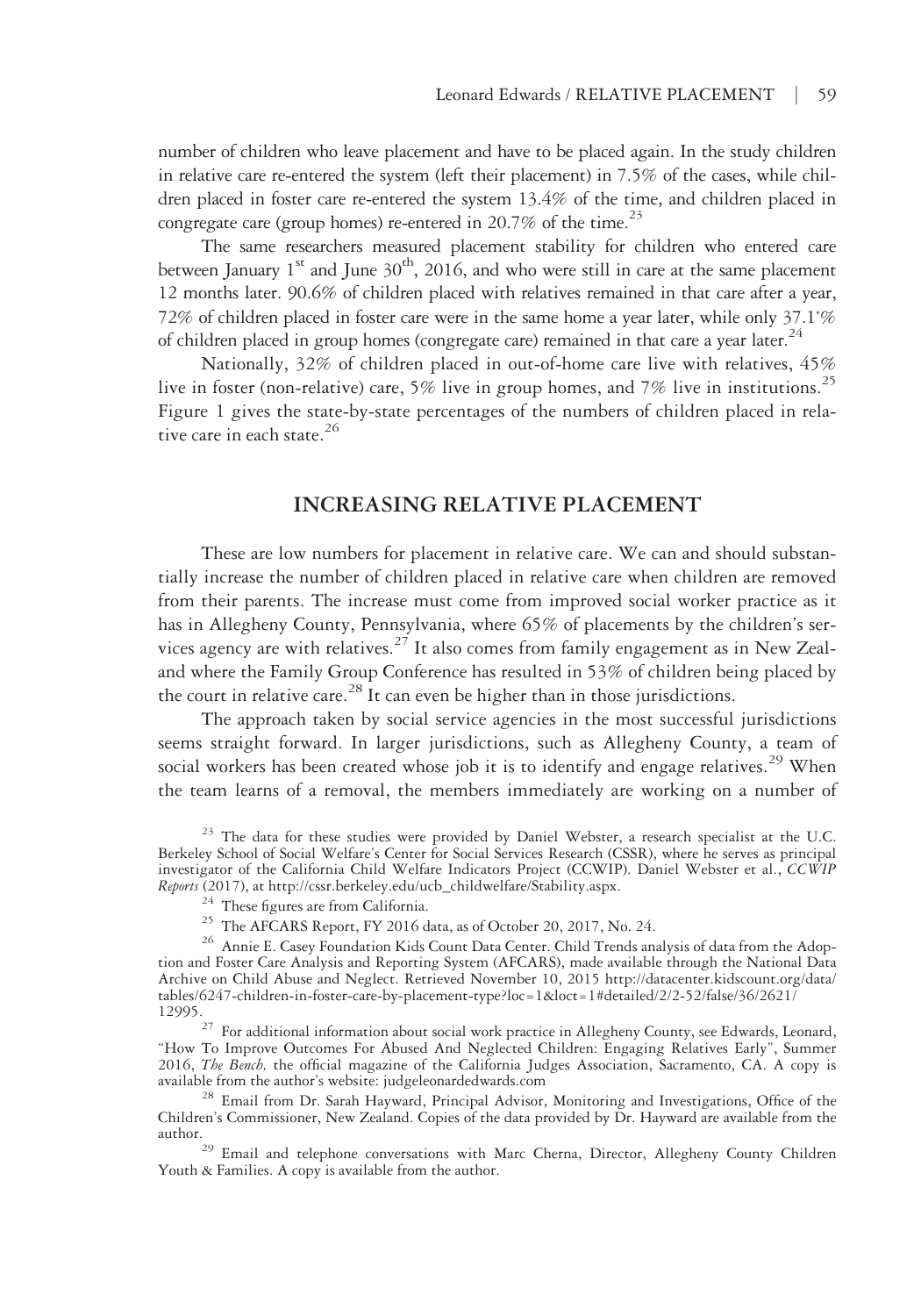number of children who leave placement and have to be placed again. In the study children in relative care re-entered the system (left their placement) in 7.5% of the cases, while children placed in foster care re-entered the system 13.4% of the time, and children placed in congregate care (group homes) re-entered in 20.7% of the time.[23]

The same researchers measured placement stability for children who entered care between January 1st and June 30th, 2016, and who were still in care at the same placement 12 months later. 90.6% of children placed with relatives remained in that care after a year, 72% of children placed in foster care were in the same home a year later, while only 37.1'% of children placed in group homes (congregate care) remained in that care a year later.[24]

Nationally, 32% of children placed in out-of-home care live with relatives, 45% live in foster (non-relative) care, 5% live in group homes, and 7% live in institutions.[25] Figure 1 gives the state-by-state percentages of the numbers of children placed in relative care in each state.[26]

## INCREASING RELATIVE PLACEMENT

These are low numbers for placement in relative care. We can and should substantially increase the number of children placed in relative care when children are removed from their parents. The increase must come from improved social worker practice as it has in Allegheny County, Pennsylvania, where 65% of placements by the children's services agency are with relatives.[27] It also comes from family engagement as in New Zealand where the Family Group Conference has resulted in 53% of children being placed by the court in relative care.[28] It can even be higher than in those jurisdictions.

The approach taken by social service agencies in the most successful jurisdictions seems straight forward. In larger jurisdictions, such as Allegheny County, a team of social workers has been created whose job it is to identify and engage relatives.[29] When the team learns of a removal, the members immediately are working on a number of

---

[23] The data for these studies were provided by Daniel Webster, a research specialist at the U.C. Berkeley School of Social Welfare's Center for Social Services Research (CSSR), where he serves as principal investigator of the California Child Welfare Indicators Project (CCWIP). Daniel Webster et al., *CCWIP Reports* (2017), at http://cssr.berkeley.edu/ucb_childwelfare/Stability.aspx.

[24] These figures are from California.

[25] The AFCARS Report, FY 2016 data, as of October 20, 2017, No. 24.

[26] Annie E. Casey Foundation Kids Count Data Center. Child Trends analysis of data from the Adoption and Foster Care Analysis and Reporting System (AFCARS), made available through the National Data Archive on Child Abuse and Neglect. Retrieved November 10, 2015 http://datacenter.kidscount.org/data/tables/6247-children-in-foster-care-by-placement-type?loc=1&loct=1#detailed/2/2-52/false/36/2621/12995.

[27] For additional information about social work practice in Allegheny County, see Edwards, Leonard, "How To Improve Outcomes For Abused And Neglected Children: Engaging Relatives Early", Summer 2016, *The Bench,* the official magazine of the California Judges Association, Sacramento, CA. A copy is available from the author's website: judgeleonardedwards.com

[28] Email from Dr. Sarah Hayward, Principal Advisor, Monitoring and Investigations, Office of the Children's Commissioner, New Zealand. Copies of the data provided by Dr. Hayward are available from the author.

[29] Email and telephone conversations with Marc Cherna, Director, Allegheny County Children Youth & Families. A copy is available from the author.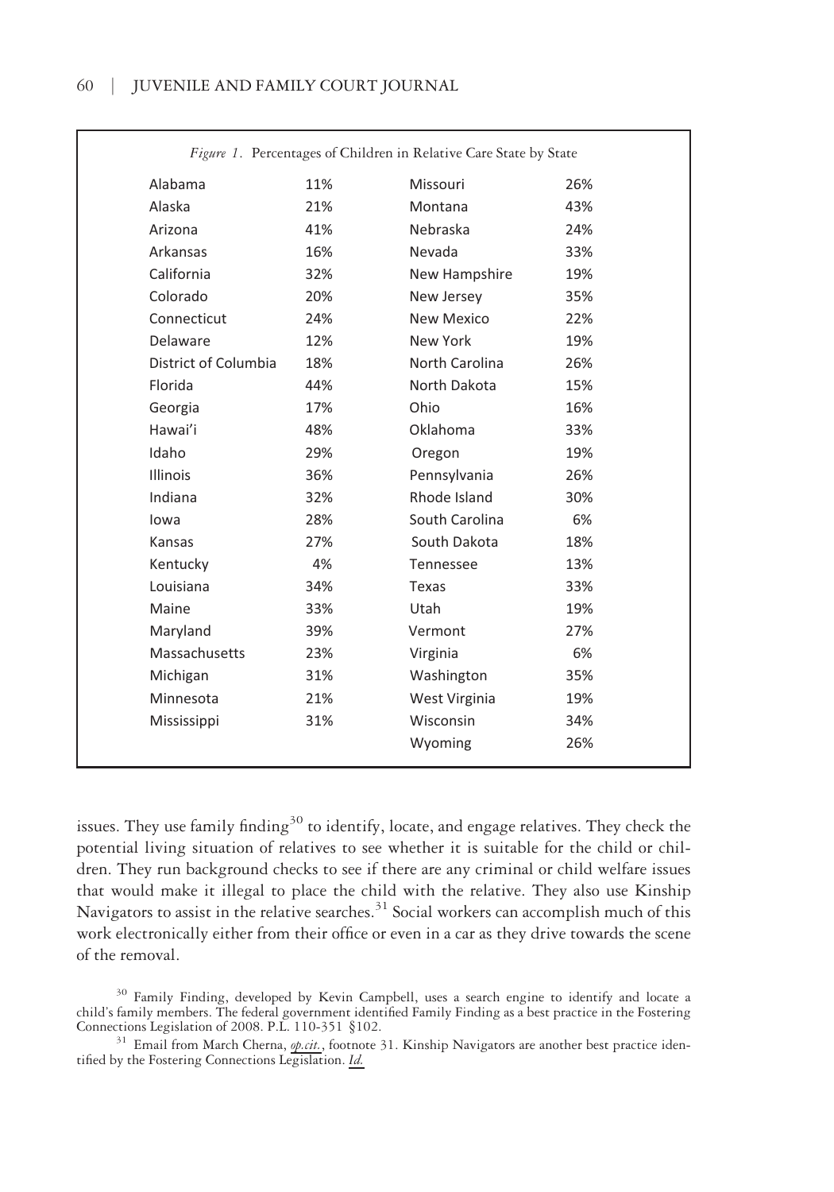*Figure 1*. Percentages of Children in Relative Care State by State

| State | % | State | % |
|---|---|---|---|
| Alabama | 11% | Missouri | 26% |
| Alaska | 21% | Montana | 43% |
| Arizona | 41% | Nebraska | 24% |
| Arkansas | 16% | Nevada | 33% |
| California | 32% | New Hampshire | 19% |
| Colorado | 20% | New Jersey | 35% |
| Connecticut | 24% | New Mexico | 22% |
| Delaware | 12% | New York | 19% |
| District of Columbia | 18% | North Carolina | 26% |
| Florida | 44% | North Dakota | 15% |
| Georgia | 17% | Ohio | 16% |
| Hawai'i | 48% | Oklahoma | 33% |
| Idaho | 29% | Oregon | 19% |
| Illinois | 36% | Pennsylvania | 26% |
| Indiana | 32% | Rhode Island | 30% |
| Iowa | 28% | South Carolina | 6% |
| Kansas | 27% | South Dakota | 18% |
| Kentucky | 4% | Tennessee | 13% |
| Louisiana | 34% | Texas | 33% |
| Maine | 33% | Utah | 19% |
| Maryland | 39% | Vermont | 27% |
| Massachusetts | 23% | Virginia | 6% |
| Michigan | 31% | Washington | 35% |
| Minnesota | 21% | West Virginia | 19% |
| Mississippi | 31% | Wisconsin | 34% |
| | | Wyoming | 26% |

issues. They use family finding[30] to identify, locate, and engage relatives. They check the potential living situation of relatives to see whether it is suitable for the child or children. They run background checks to see if there are any criminal or child welfare issues that would make it illegal to place the child with the relative. They also use Kinship Navigators to assist in the relative searches.[31] Social workers can accomplish much of this work electronically either from their office or even in a car as they drive towards the scene of the removal.

[30] Family Finding, developed by Kevin Campbell, uses a search engine to identify and locate a child's family members. The federal government identified Family Finding as a best practice in the Fostering Connections Legislation of 2008. P.L. 110-351 §102.

[31] Email from March Cherna, *op.cit.*, footnote 31. Kinship Navigators are another best practice identified by the Fostering Connections Legislation. *Id.*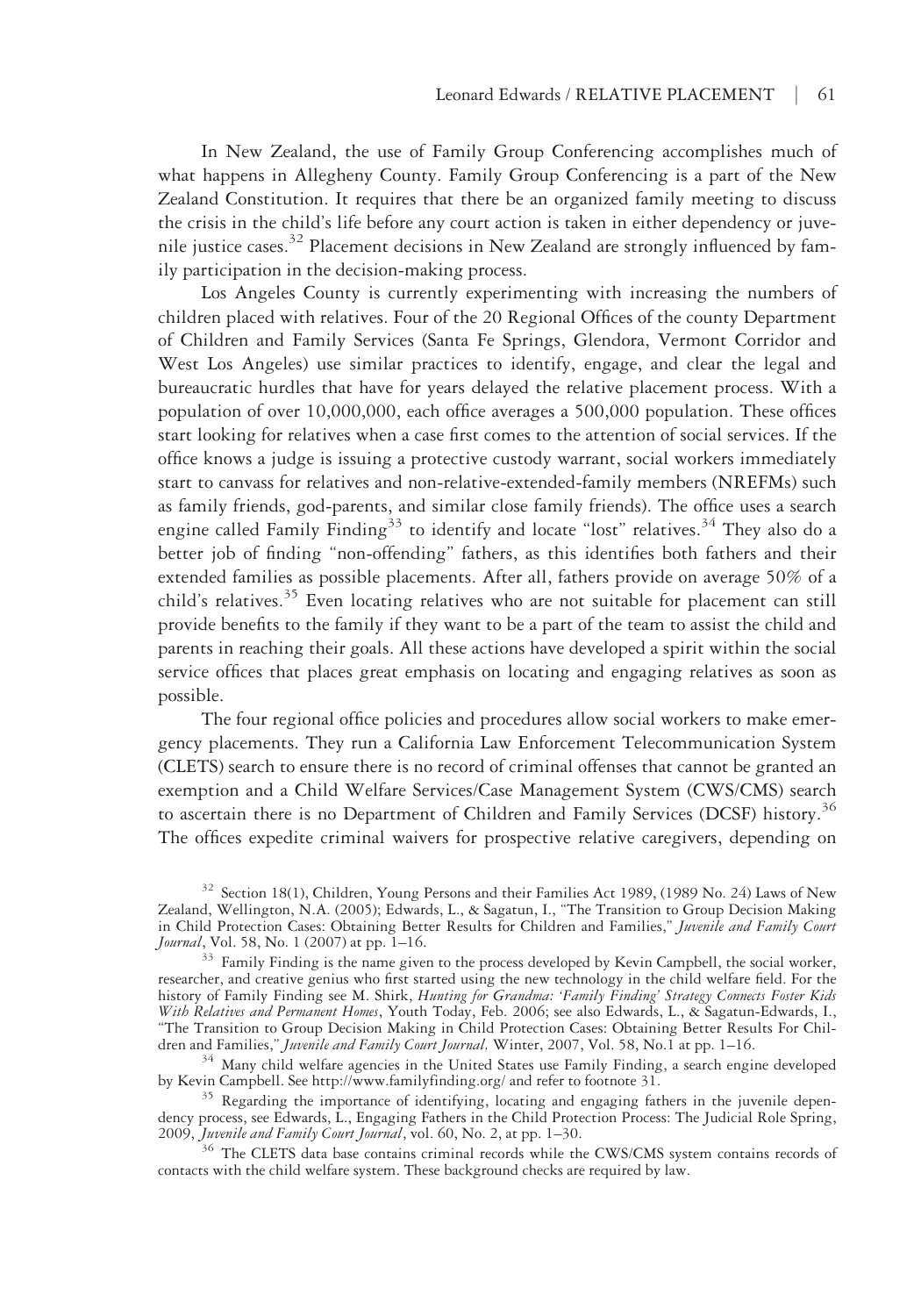In New Zealand, the use of Family Group Conferencing accomplishes much of what happens in Allegheny County. Family Group Conferencing is a part of the New Zealand Constitution. It requires that there be an organized family meeting to discuss the crisis in the child's life before any court action is taken in either dependency or juvenile justice cases.[32] Placement decisions in New Zealand are strongly influenced by family participation in the decision-making process.

Los Angeles County is currently experimenting with increasing the numbers of children placed with relatives. Four of the 20 Regional Offices of the county Department of Children and Family Services (Santa Fe Springs, Glendora, Vermont Corridor and West Los Angeles) use similar practices to identify, engage, and clear the legal and bureaucratic hurdles that have for years delayed the relative placement process. With a population of over 10,000,000, each office averages a 500,000 population. These offices start looking for relatives when a case first comes to the attention of social services. If the office knows a judge is issuing a protective custody warrant, social workers immediately start to canvass for relatives and non-relative-extended-family members (NREFMs) such as family friends, god-parents, and similar close family friends). The office uses a search engine called Family Finding[33] to identify and locate "lost" relatives.[34] They also do a better job of finding "non-offending" fathers, as this identifies both fathers and their extended families as possible placements. After all, fathers provide on average 50% of a child's relatives.[35] Even locating relatives who are not suitable for placement can still provide benefits to the family if they want to be a part of the team to assist the child and parents in reaching their goals. All these actions have developed a spirit within the social service offices that places great emphasis on locating and engaging relatives as soon as possible.

The four regional office policies and procedures allow social workers to make emergency placements. They run a California Law Enforcement Telecommunication System (CLETS) search to ensure there is no record of criminal offenses that cannot be granted an exemption and a Child Welfare Services/Case Management System (CWS/CMS) search to ascertain there is no Department of Children and Family Services (DCSF) history.[36] The offices expedite criminal waivers for prospective relative caregivers, depending on

[32] Section 18(1), Children, Young Persons and their Families Act 1989, (1989 No. 24) Laws of New Zealand, Wellington, N.A. (2005); Edwards, L., & Sagatun, I., "The Transition to Group Decision Making in Child Protection Cases: Obtaining Better Results for Children and Families," *Juvenile and Family Court Journal*, Vol. 58, No. 1 (2007) at pp. 1–16.

[33] Family Finding is the name given to the process developed by Kevin Campbell, the social worker, researcher, and creative genius who first started using the new technology in the child welfare field. For the history of Family Finding see M. Shirk, *Hunting for Grandma: 'Family Finding' Strategy Connects Foster Kids With Relatives and Permanent Homes*, Youth Today, Feb. 2006; see also Edwards, L., & Sagatun-Edwards, I., "The Transition to Group Decision Making in Child Protection Cases: Obtaining Better Results For Children and Families," *Juvenile and Family Court Journal,* Winter, 2007, Vol. 58, No.1 at pp. 1–16.

[34] Many child welfare agencies in the United States use Family Finding, a search engine developed by Kevin Campbell. See http://www.familyfinding.org/ and refer to footnote 31.

[35] Regarding the importance of identifying, locating and engaging fathers in the juvenile dependency process, see Edwards, L., Engaging Fathers in the Child Protection Process: The Judicial Role Spring, 2009, *Juvenile and Family Court Journal*, vol. 60, No. 2, at pp. 1–30.

[36] The CLETS data base contains criminal records while the CWS/CMS system contains records of contacts with the child welfare system. These background checks are required by law.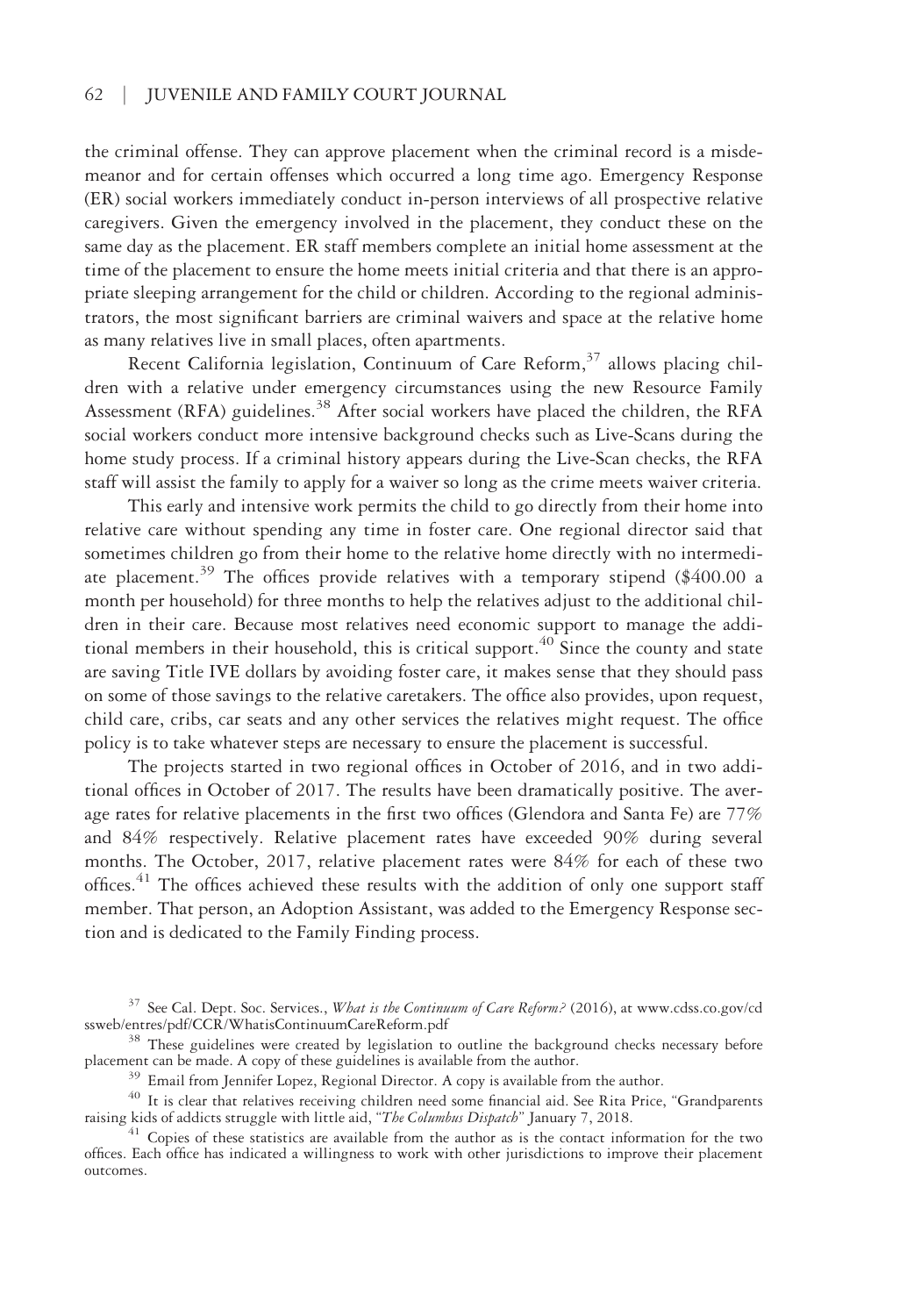the criminal offense. They can approve placement when the criminal record is a misdemeanor and for certain offenses which occurred a long time ago. Emergency Response (ER) social workers immediately conduct in-person interviews of all prospective relative caregivers. Given the emergency involved in the placement, they conduct these on the same day as the placement. ER staff members complete an initial home assessment at the time of the placement to ensure the home meets initial criteria and that there is an appropriate sleeping arrangement for the child or children. According to the regional administrators, the most significant barriers are criminal waivers and space at the relative home as many relatives live in small places, often apartments.

Recent California legislation, Continuum of Care Reform,[37] allows placing children with a relative under emergency circumstances using the new Resource Family Assessment (RFA) guidelines.[38] After social workers have placed the children, the RFA social workers conduct more intensive background checks such as Live-Scans during the home study process. If a criminal history appears during the Live-Scan checks, the RFA staff will assist the family to apply for a waiver so long as the crime meets waiver criteria.

This early and intensive work permits the child to go directly from their home into relative care without spending any time in foster care. One regional director said that sometimes children go from their home to the relative home directly with no intermediate placement.[39] The offices provide relatives with a temporary stipend ($400.00 a month per household) for three months to help the relatives adjust to the additional children in their care. Because most relatives need economic support to manage the additional members in their household, this is critical support.[40] Since the county and state are saving Title IVE dollars by avoiding foster care, it makes sense that they should pass on some of those savings to the relative caretakers. The office also provides, upon request, child care, cribs, car seats and any other services the relatives might request. The office policy is to take whatever steps are necessary to ensure the placement is successful.

The projects started in two regional offices in October of 2016, and in two additional offices in October of 2017. The results have been dramatically positive. The average rates for relative placements in the first two offices (Glendora and Santa Fe) are 77% and 84% respectively. Relative placement rates have exceeded 90% during several months. The October, 2017, relative placement rates were 84% for each of these two offices.[41] The offices achieved these results with the addition of only one support staff member. That person, an Adoption Assistant, was added to the Emergency Response section and is dedicated to the Family Finding process.

---

[37] See Cal. Dept. Soc. Services., *What is the Continuum of Care Reform?* (2016), at www.cdss.co.gov/cdssweb/entres/pdf/CCR/WhatisContinuumCareReform.pdf

[38] These guidelines were created by legislation to outline the background checks necessary before placement can be made. A copy of these guidelines is available from the author.

[39] Email from Jennifer Lopez, Regional Director. A copy is available from the author.

[40] It is clear that relatives receiving children need some financial aid. See Rita Price, "Grandparents raising kids of addicts struggle with little aid, "*The Columbus Dispatch*" January 7, 2018.

[41] Copies of these statistics are available from the author as is the contact information for the two offices. Each office has indicated a willingness to work with other jurisdictions to improve their placement outcomes.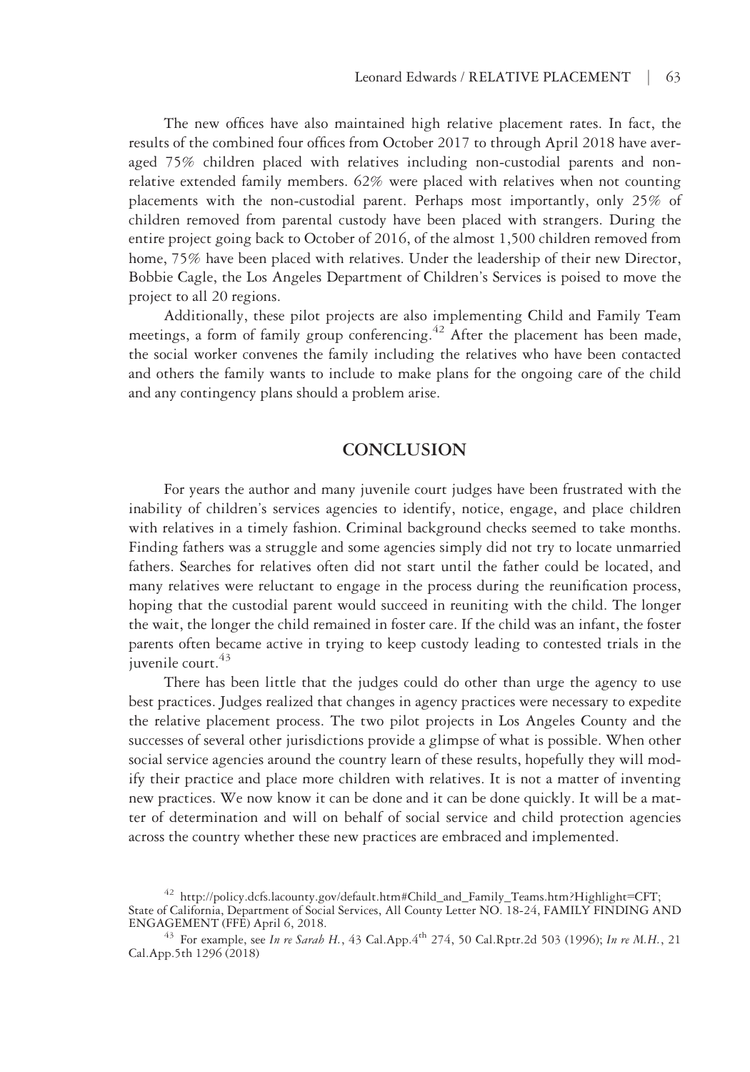The new offices have also maintained high relative placement rates. In fact, the results of the combined four offices from October 2017 to through April 2018 have averaged 75% children placed with relatives including non-custodial parents and non-relative extended family members. 62% were placed with relatives when not counting placements with the non-custodial parent. Perhaps most importantly, only 25% of children removed from parental custody have been placed with strangers. During the entire project going back to October of 2016, of the almost 1,500 children removed from home, 75% have been placed with relatives. Under the leadership of their new Director, Bobbie Cagle, the Los Angeles Department of Children's Services is poised to move the project to all 20 regions.

Additionally, these pilot projects are also implementing Child and Family Team meetings, a form of family group conferencing.[42] After the placement has been made, the social worker convenes the family including the relatives who have been contacted and others the family wants to include to make plans for the ongoing care of the child and any contingency plans should a problem arise.

## CONCLUSION

For years the author and many juvenile court judges have been frustrated with the inability of children's services agencies to identify, notice, engage, and place children with relatives in a timely fashion. Criminal background checks seemed to take months. Finding fathers was a struggle and some agencies simply did not try to locate unmarried fathers. Searches for relatives often did not start until the father could be located, and many relatives were reluctant to engage in the process during the reunification process, hoping that the custodial parent would succeed in reuniting with the child. The longer the wait, the longer the child remained in foster care. If the child was an infant, the foster parents often became active in trying to keep custody leading to contested trials in the juvenile court.[43]

There has been little that the judges could do other than urge the agency to use best practices. Judges realized that changes in agency practices were necessary to expedite the relative placement process. The two pilot projects in Los Angeles County and the successes of several other jurisdictions provide a glimpse of what is possible. When other social service agencies around the country learn of these results, hopefully they will modify their practice and place more children with relatives. It is not a matter of inventing new practices. We now know it can be done and it can be done quickly. It will be a matter of determination and will on behalf of social service and child protection agencies across the country whether these new practices are embraced and implemented.

---

[42] http://policy.dcfs.lacounty.gov/default.htm#Child_and_Family_Teams.htm?Highlight=CFT; State of California, Department of Social Services, All County Letter NO. 18-24, FAMILY FINDING AND ENGAGEMENT (FFE) April 6, 2018.

[43] For example, see *In re Sarah H.*, 43 Cal.App.4th 274, 50 Cal.Rptr.2d 503 (1996); *In re M.H.*, 21 Cal.App.5th 1296 (2018)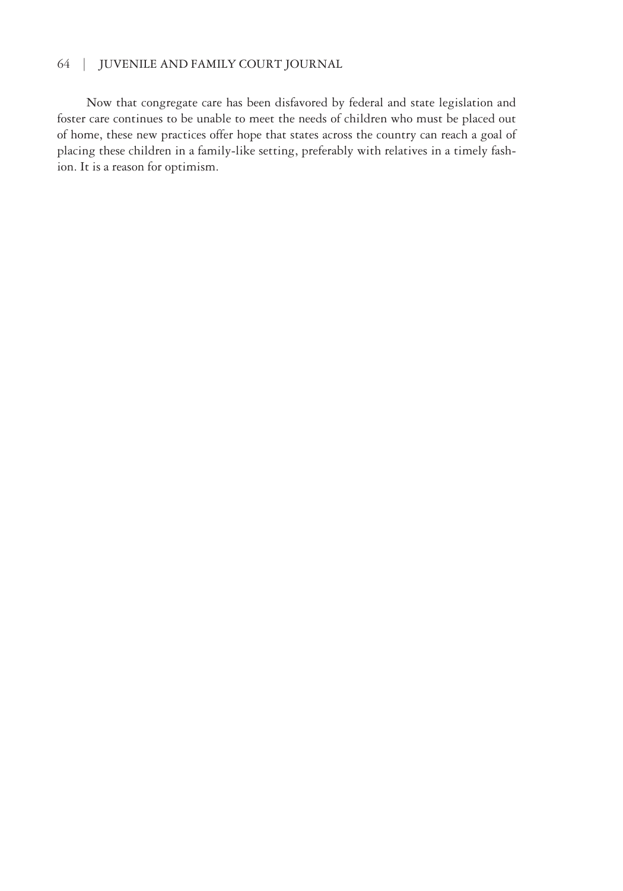Now that congregate care has been disfavored by federal and state legislation and foster care continues to be unable to meet the needs of children who must be placed out of home, these new practices offer hope that states across the country can reach a goal of placing these children in a family-like setting, preferably with relatives in a timely fashion. It is a reason for optimism.